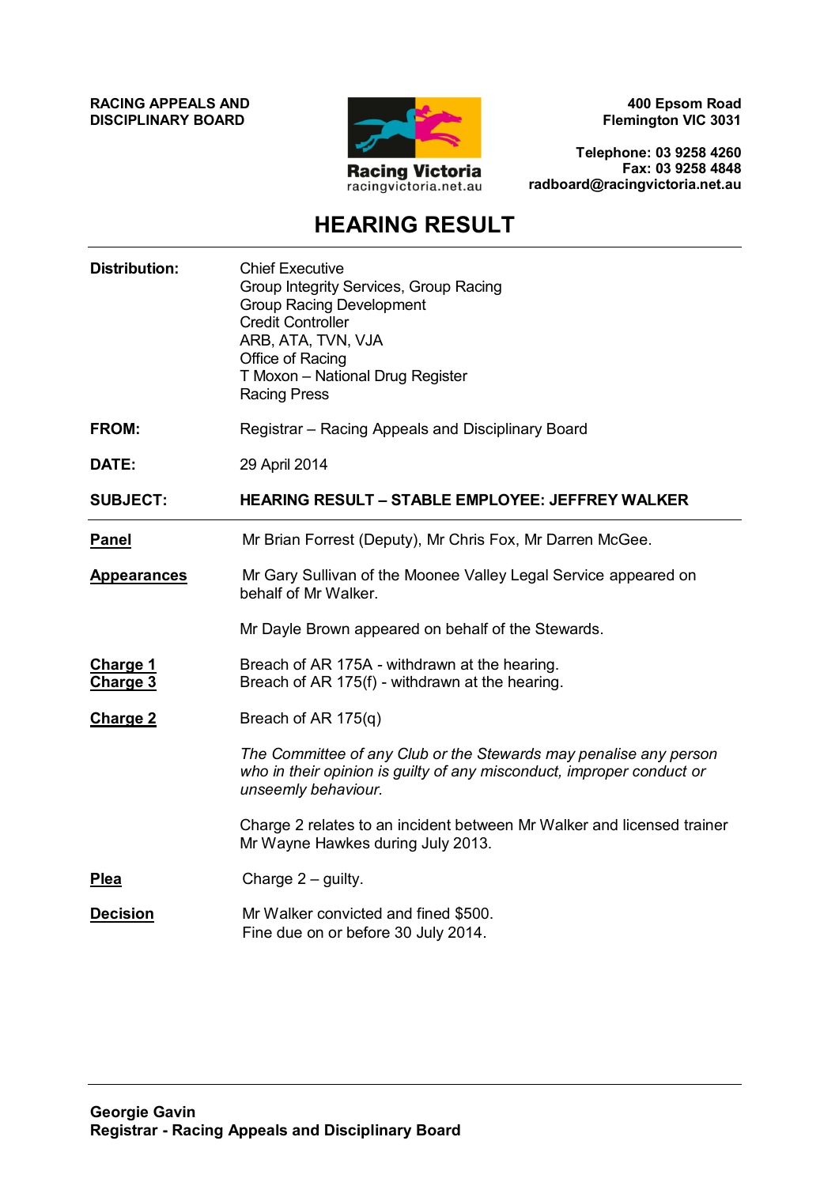**RACING APPEALS AND DISCIPLINARY BOARD**

Racing Victoria
racingvictoria.net.au

**400 Epsom Road**
**Flemington VIC 3031**

**Telephone: 03 9258 4260**
**Fax: 03 9258 4848**
**radboard@racingvictoria.net.au**

# HEARING RESULT

---

**Distribution:** Chief Executive
Group Integrity Services, Group Racing
Group Racing Development
Credit Controller
ARB, ATA, TVN, VJA
Office of Racing
T Moxon – National Drug Register
Racing Press

**FROM:** Registrar – Racing Appeals and Disciplinary Board

**DATE:** 29 April 2014

**SUBJECT:** **HEARING RESULT – STABLE EMPLOYEE: JEFFREY WALKER**

---

**Panel** Mr Brian Forrest (Deputy), Mr Chris Fox, Mr Darren McGee.

**Appearances** Mr Gary Sullivan of the Moonee Valley Legal Service appeared on behalf of Mr Walker.

Mr Dayle Brown appeared on behalf of the Stewards.

**Charge 1** Breach of AR 175A - withdrawn at the hearing.
**Charge 3** Breach of AR 175(f) - withdrawn at the hearing.

**Charge 2** Breach of AR 175(q)

*The Committee of any Club or the Stewards may penalise any person who in their opinion is guilty of any misconduct, improper conduct or unseemly behaviour.*

Charge 2 relates to an incident between Mr Walker and licensed trainer Mr Wayne Hawkes during July 2013.

**Plea** Charge 2 – guilty.

**Decision** Mr Walker convicted and fined $500.
Fine due on or before 30 July 2014.

---

**Georgie Gavin**
**Registrar - Racing Appeals and Disciplinary Board**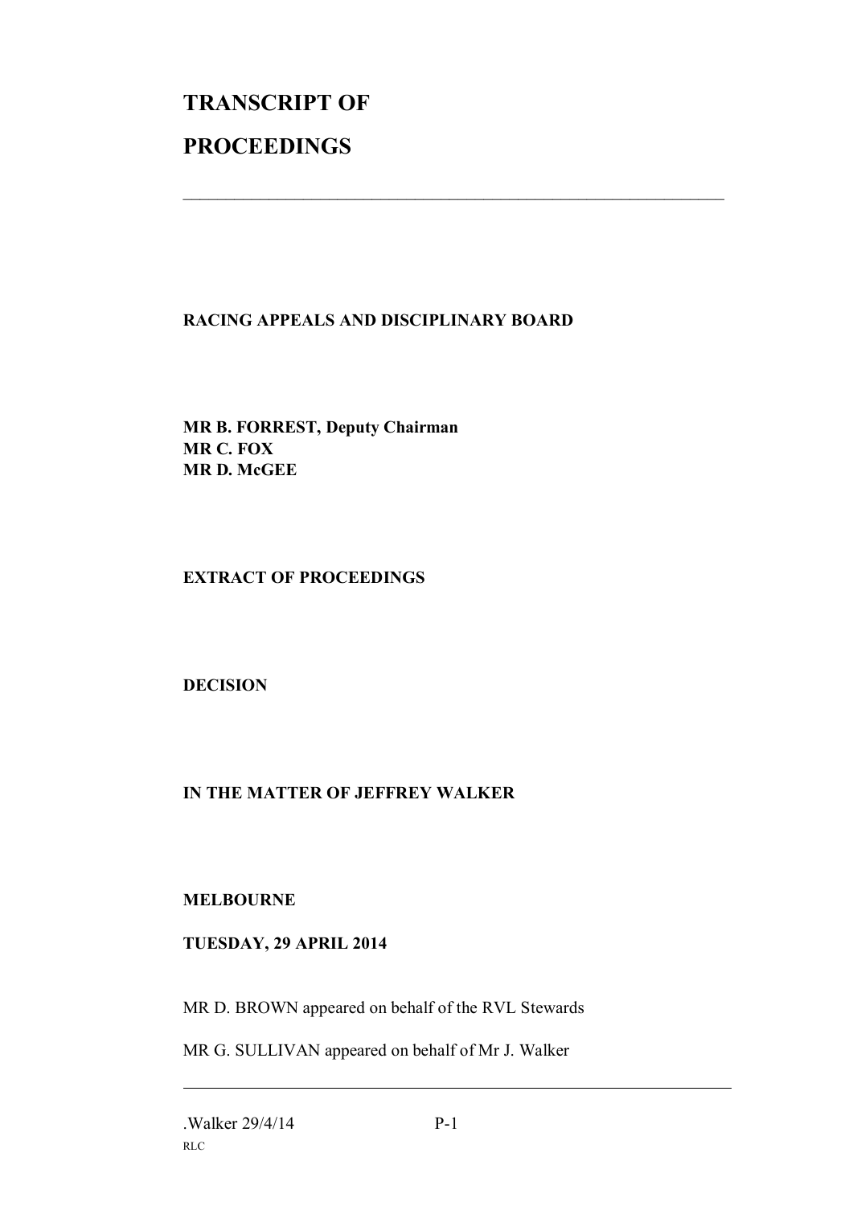# TRANSCRIPT OF

# PROCEEDINGS

---

**RACING APPEALS AND DISCIPLINARY BOARD**

**MR B. FORREST, Deputy Chairman**
**MR C. FOX**
**MR D. McGEE**

**EXTRACT OF PROCEEDINGS**

**DECISION**

**IN THE MATTER OF JEFFREY WALKER**

**MELBOURNE**

**TUESDAY, 29 APRIL 2014**

MR D. BROWN appeared on behalf of the RVL Stewards

MR G. SULLIVAN appeared on behalf of Mr J. Walker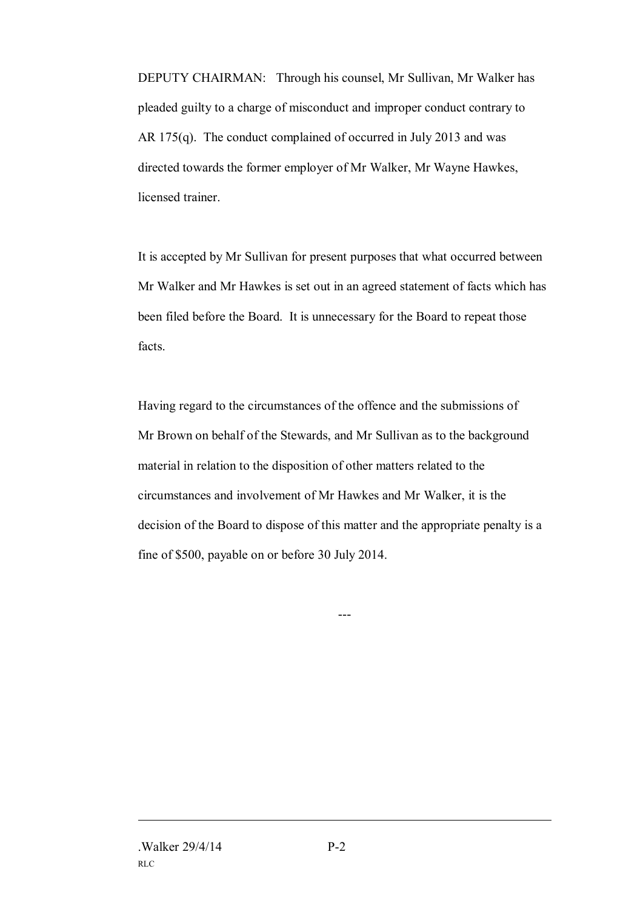DEPUTY CHAIRMAN: Through his counsel, Mr Sullivan, Mr Walker has pleaded guilty to a charge of misconduct and improper conduct contrary to AR 175(q). The conduct complained of occurred in July 2013 and was directed towards the former employer of Mr Walker, Mr Wayne Hawkes, licensed trainer.

It is accepted by Mr Sullivan for present purposes that what occurred between Mr Walker and Mr Hawkes is set out in an agreed statement of facts which has been filed before the Board. It is unnecessary for the Board to repeat those facts.

Having regard to the circumstances of the offence and the submissions of Mr Brown on behalf of the Stewards, and Mr Sullivan as to the background material in relation to the disposition of other matters related to the circumstances and involvement of Mr Hawkes and Mr Walker, it is the decision of the Board to dispose of this matter and the appropriate penalty is a fine of $500, payable on or before 30 July 2014.

---